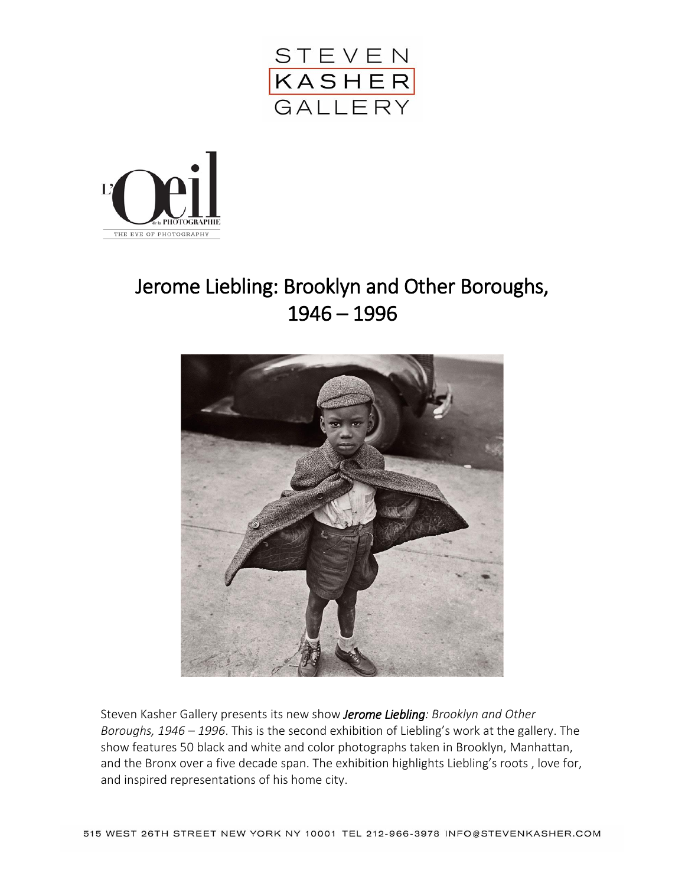STEVEN
KASHER
GALLERY

L'Oeil de la PHOTOGRAPHIE
THE EYE OF PHOTOGRAPHY

# Jerome Liebling: Brooklyn and Other Boroughs, 1946 – 1996

Steven Kasher Gallery presents its new show ***Jerome Liebling****: Brooklyn and Other Boroughs, 1946 – 1996*. This is the second exhibition of Liebling's work at the gallery. The show features 50 black and white and color photographs taken in Brooklyn, Manhattan, and the Bronx over a five decade span. The exhibition highlights Liebling's roots , love for, and inspired representations of his home city.

515 WEST 26TH STREET NEW YORK NY 10001 TEL 212-966-3978 INFO@STEVENKASHER.COM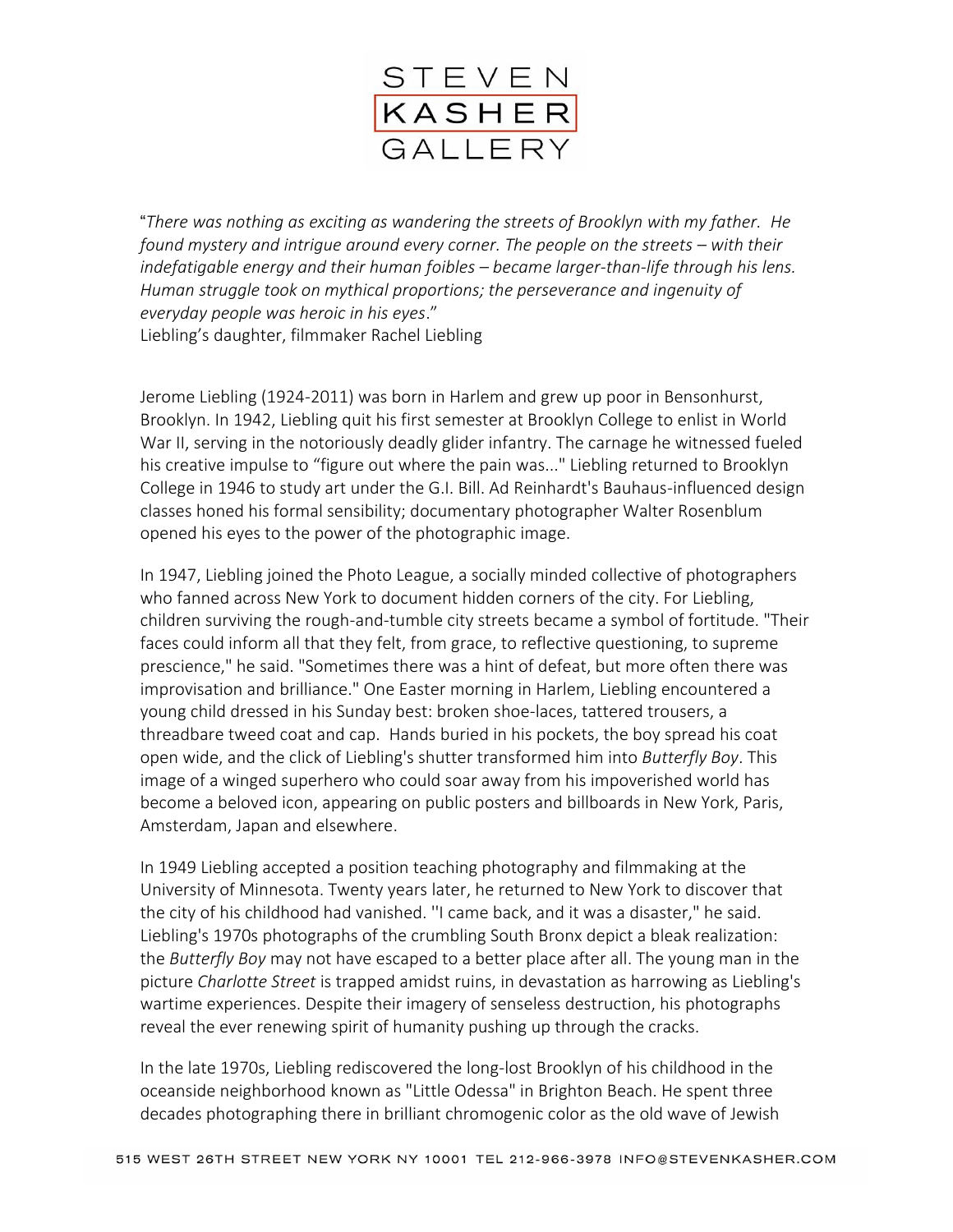"*There was nothing as exciting as wandering the streets of Brooklyn with my father. He found mystery and intrigue around every corner. The people on the streets – with their indefatigable energy and their human foibles – became larger-than-life through his lens. Human struggle took on mythical proportions; the perseverance and ingenuity of everyday people was heroic in his eyes*."
Liebling's daughter, filmmaker Rachel Liebling

Jerome Liebling (1924-2011) was born in Harlem and grew up poor in Bensonhurst, Brooklyn. In 1942, Liebling quit his first semester at Brooklyn College to enlist in World War II, serving in the notoriously deadly glider infantry. The carnage he witnessed fueled his creative impulse to "figure out where the pain was..." Liebling returned to Brooklyn College in 1946 to study art under the G.I. Bill. Ad Reinhardt's Bauhaus-influenced design classes honed his formal sensibility; documentary photographer Walter Rosenblum opened his eyes to the power of the photographic image.

In 1947, Liebling joined the Photo League, a socially minded collective of photographers who fanned across New York to document hidden corners of the city. For Liebling, children surviving the rough-and-tumble city streets became a symbol of fortitude. "Their faces could inform all that they felt, from grace, to reflective questioning, to supreme prescience," he said. "Sometimes there was a hint of defeat, but more often there was improvisation and brilliance." One Easter morning in Harlem, Liebling encountered a young child dressed in his Sunday best: broken shoe-laces, tattered trousers, a threadbare tweed coat and cap. Hands buried in his pockets, the boy spread his coat open wide, and the click of Liebling's shutter transformed him into *Butterfly Boy*. This image of a winged superhero who could soar away from his impoverished world has become a beloved icon, appearing on public posters and billboards in New York, Paris, Amsterdam, Japan and elsewhere.

In 1949 Liebling accepted a position teaching photography and filmmaking at the University of Minnesota. Twenty years later, he returned to New York to discover that the city of his childhood had vanished. "I came back, and it was a disaster," he said. Liebling's 1970s photographs of the crumbling South Bronx depict a bleak realization: the *Butterfly Boy* may not have escaped to a better place after all. The young man in the picture *Charlotte Street* is trapped amidst ruins, in devastation as harrowing as Liebling's wartime experiences. Despite their imagery of senseless destruction, his photographs reveal the ever renewing spirit of humanity pushing up through the cracks.

In the late 1970s, Liebling rediscovered the long-lost Brooklyn of his childhood in the oceanside neighborhood known as "Little Odessa" in Brighton Beach. He spent three decades photographing there in brilliant chromogenic color as the old wave of Jewish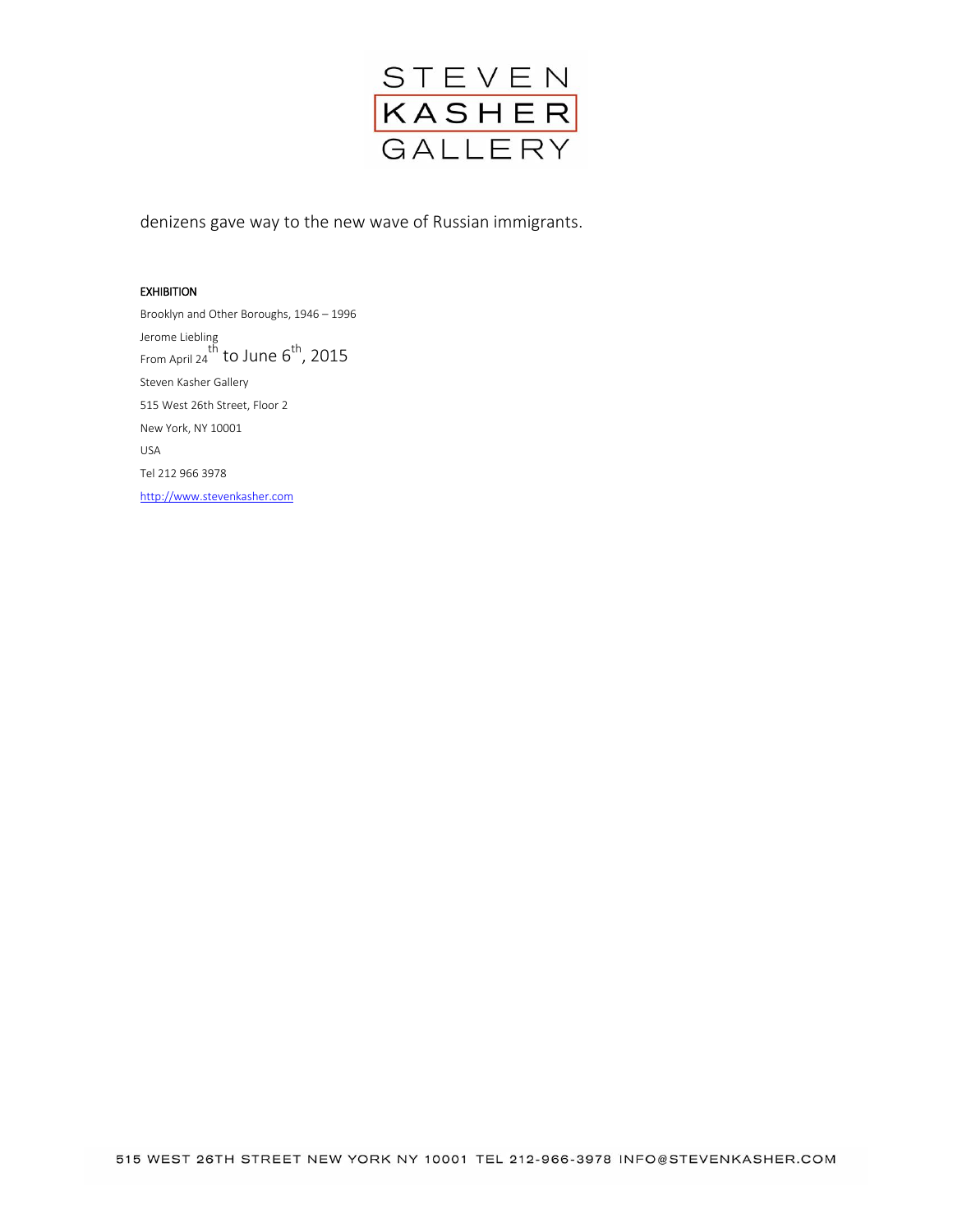denizens gave way to the new wave of Russian immigrants.

**EXHIBITION**

Brooklyn and Other Boroughs, 1946 – 1996

Jerome Liebling

From April 24th to June 6th, 2015

Steven Kasher Gallery

515 West 26th Street, Floor 2

New York, NY 10001

USA

Tel 212 966 3978

http://www.stevenkasher.com